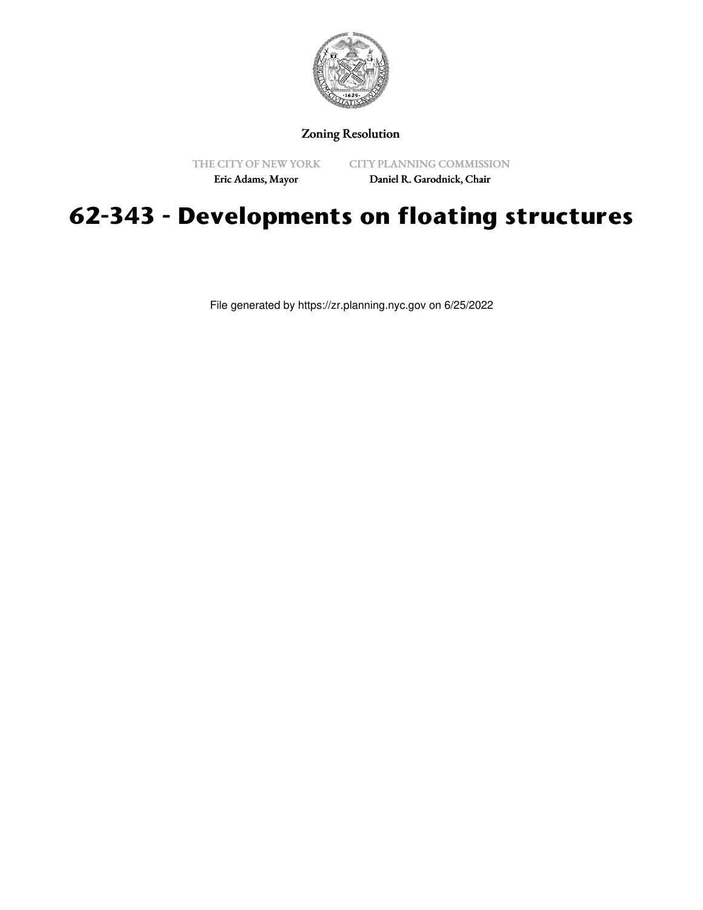Zoning Resolution

THE CITY OF NEW YORK
Eric Adams, Mayor

CITY PLANNING COMMISSION
Daniel R. Garodnick, Chair

# 62-343 - Developments on floating structures

File generated by https://zr.planning.nyc.gov on 6/25/2022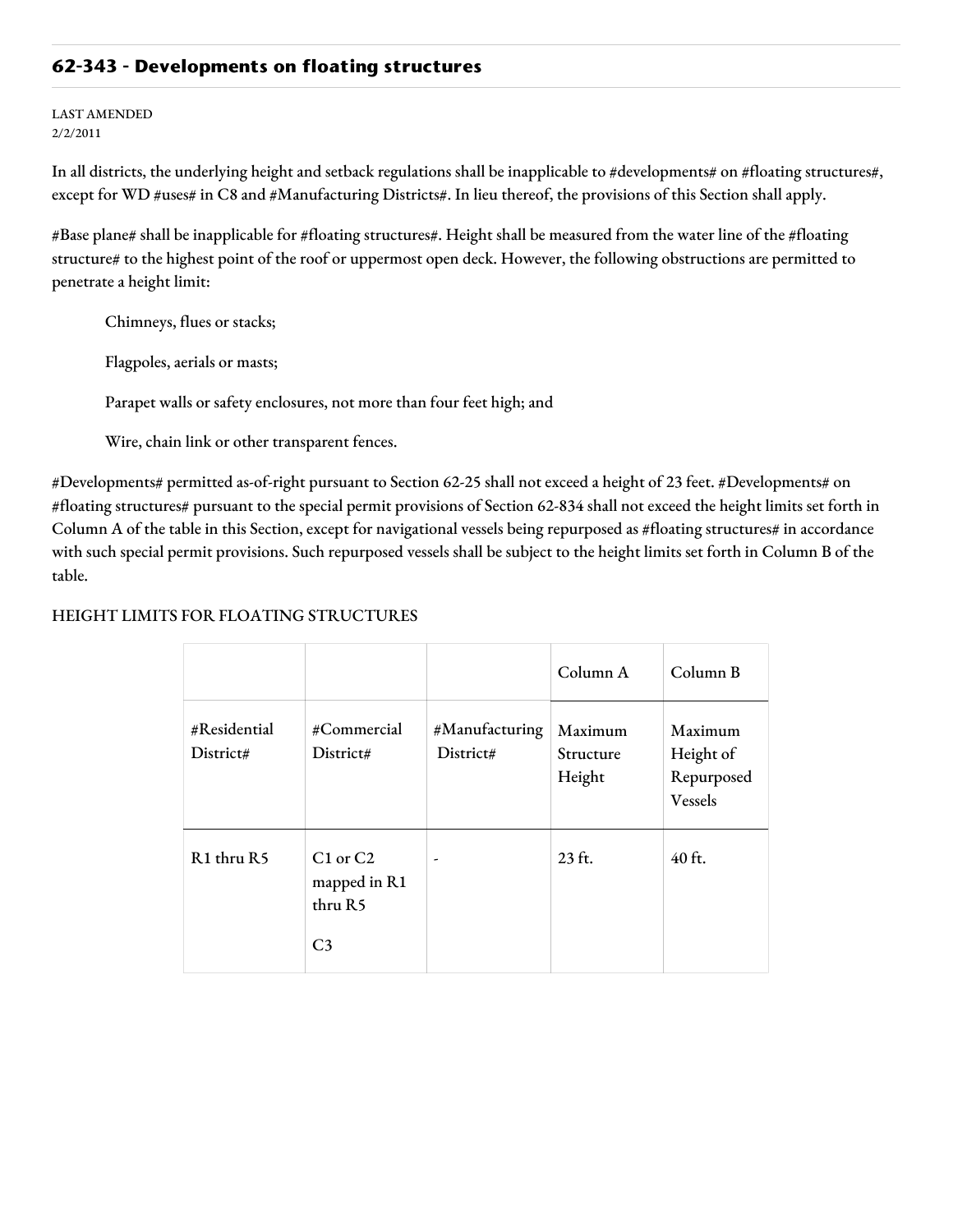## 62-343 - Developments on floating structures

LAST AMENDED
2/2/2011

In all districts, the underlying height and setback regulations shall be inapplicable to #developments# on #floating structures#, except for WD #uses# in C8 and #Manufacturing Districts#. In lieu thereof, the provisions of this Section shall apply.

#Base plane# shall be inapplicable for #floating structures#. Height shall be measured from the water line of the #floating structure# to the highest point of the roof or uppermost open deck. However, the following obstructions are permitted to penetrate a height limit:

Chimneys, flues or stacks;

Flagpoles, aerials or masts;

Parapet walls or safety enclosures, not more than four feet high; and

Wire, chain link or other transparent fences.

#Developments# permitted as-of-right pursuant to Section 62-25 shall not exceed a height of 23 feet. #Developments# on #floating structures# pursuant to the special permit provisions of Section 62-834 shall not exceed the height limits set forth in Column A of the table in this Section, except for navigational vessels being repurposed as #floating structures# in accordance with such special permit provisions. Such repurposed vessels shall be subject to the height limits set forth in Column B of the table.

HEIGHT LIMITS FOR FLOATING STRUCTURES

| | | | Column A | Column B |
|---|---|---|---|---|
| #Residential District# | #Commercial District# | #Manufacturing District# | Maximum Structure Height | Maximum Height of Repurposed Vessels |
| R1 thru R5 | C1 or C2 mapped in R1 thru R5<br><br>C3 | - | 23 ft. | 40 ft. |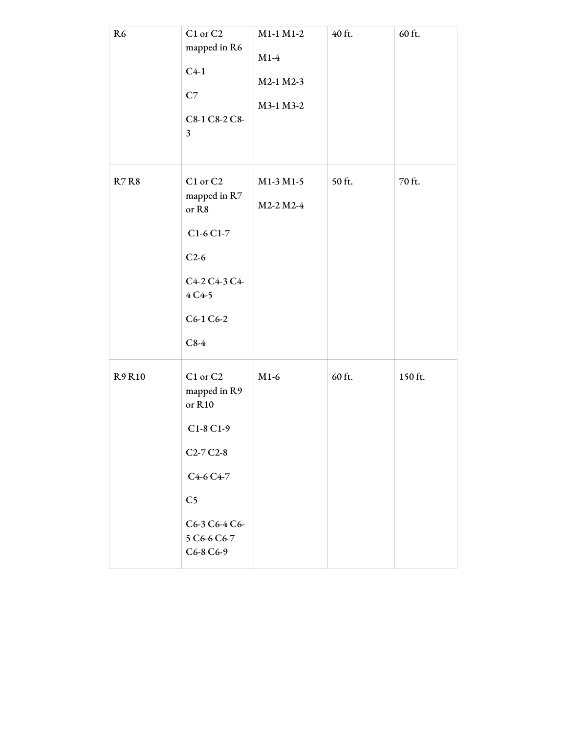| | | | | |
|---|---|---|---|---|
| R6 | C1 or C2 mapped in R6<br><br>C4-1<br><br>C7<br><br>C8-1 C8-2 C8-3 | M1-1 M1-2<br><br>M1-4<br><br>M2-1 M2-3<br><br>M3-1 M3-2 | 40 ft. | 60 ft. |
| R7 R8 | C1 or C2 mapped in R7 or R8<br><br>C1-6 C1-7<br><br>C2-6<br><br>C4-2 C4-3 C4-4 C4-5<br><br>C6-1 C6-2<br><br>C8-4 | M1-3 M1-5<br><br>M2-2 M2-4 | 50 ft. | 70 ft. |
| R9 R10 | C1 or C2 mapped in R9 or R10<br><br>C1-8 C1-9<br><br>C2-7 C2-8<br><br>C4-6 C4-7<br><br>C5<br><br>C6-3 C6-4 C6-5 C6-6 C6-7 C6-8 C6-9 | M1-6 | 60 ft. | 150 ft. |